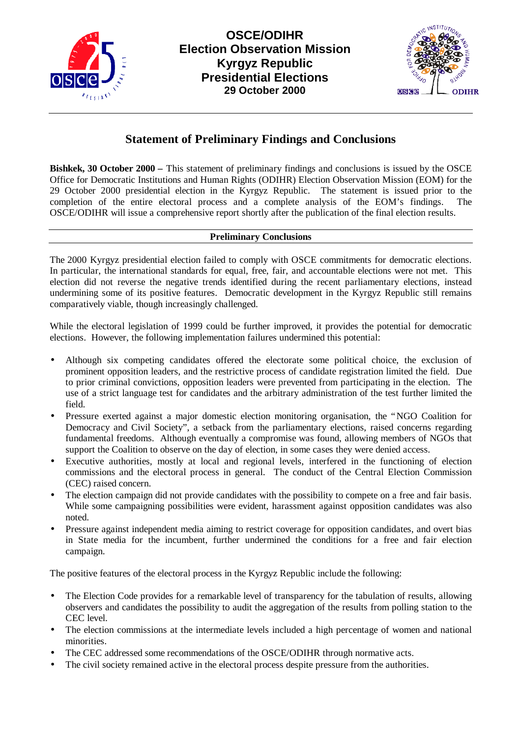# OSCE/ODIHR
# Election Observation Mission
# Kyrgyz Republic
# Presidential Elections
**29 October 2000**

## Statement of Preliminary Findings and Conclusions

**Bishkek, 30 October 2000 –** This statement of preliminary findings and conclusions is issued by the OSCE Office for Democratic Institutions and Human Rights (ODIHR) Election Observation Mission (EOM) for the 29 October 2000 presidential election in the Kyrgyz Republic. The statement is issued prior to the completion of the entire electoral process and a complete analysis of the EOM's findings. The OSCE/ODIHR will issue a comprehensive report shortly after the publication of the final election results.

### Preliminary Conclusions

The 2000 Kyrgyz presidential election failed to comply with OSCE commitments for democratic elections. In particular, the international standards for equal, free, fair, and accountable elections were not met. This election did not reverse the negative trends identified during the recent parliamentary elections, instead undermining some of its positive features. Democratic development in the Kyrgyz Republic still remains comparatively viable, though increasingly challenged.

While the electoral legislation of 1999 could be further improved, it provides the potential for democratic elections. However, the following implementation failures undermined this potential:

- Although six competing candidates offered the electorate some political choice, the exclusion of prominent opposition leaders, and the restrictive process of candidate registration limited the field. Due to prior criminal convictions, opposition leaders were prevented from participating in the election. The use of a strict language test for candidates and the arbitrary administration of the test further limited the field.
- Pressure exerted against a major domestic election monitoring organisation, the "NGO Coalition for Democracy and Civil Society", a setback from the parliamentary elections, raised concerns regarding fundamental freedoms. Although eventually a compromise was found, allowing members of NGOs that support the Coalition to observe on the day of election, in some cases they were denied access.
- Executive authorities, mostly at local and regional levels, interfered in the functioning of election commissions and the electoral process in general. The conduct of the Central Election Commission (CEC) raised concern.
- The election campaign did not provide candidates with the possibility to compete on a free and fair basis. While some campaigning possibilities were evident, harassment against opposition candidates was also noted.
- Pressure against independent media aiming to restrict coverage for opposition candidates, and overt bias in State media for the incumbent, further undermined the conditions for a free and fair election campaign.

The positive features of the electoral process in the Kyrgyz Republic include the following:

- The Election Code provides for a remarkable level of transparency for the tabulation of results, allowing observers and candidates the possibility to audit the aggregation of the results from polling station to the CEC level.
- The election commissions at the intermediate levels included a high percentage of women and national minorities.
- The CEC addressed some recommendations of the OSCE/ODIHR through normative acts.
- The civil society remained active in the electoral process despite pressure from the authorities.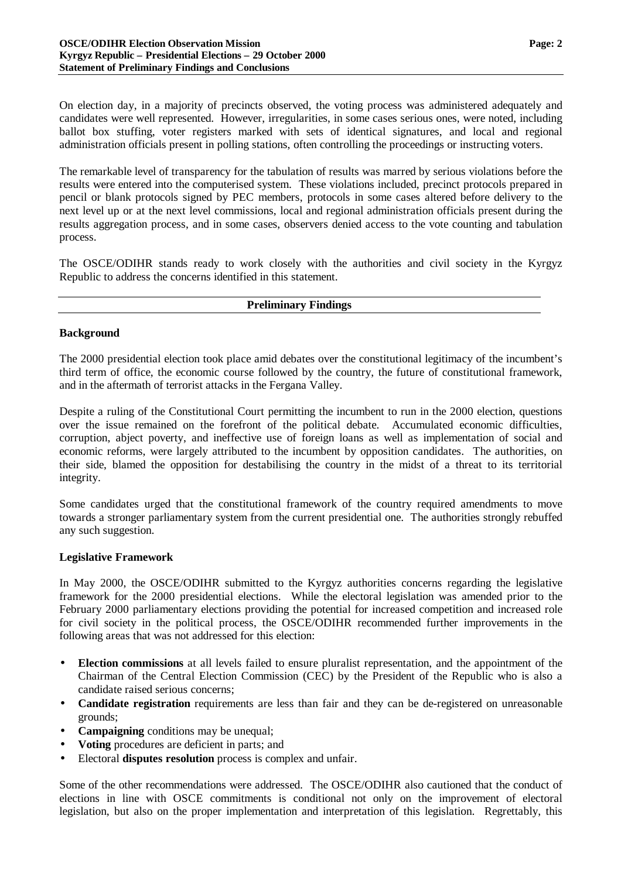On election day, in a majority of precincts observed, the voting process was administered adequately and candidates were well represented. However, irregularities, in some cases serious ones, were noted, including ballot box stuffing, voter registers marked with sets of identical signatures, and local and regional administration officials present in polling stations, often controlling the proceedings or instructing voters.

The remarkable level of transparency for the tabulation of results was marred by serious violations before the results were entered into the computerised system. These violations included, precinct protocols prepared in pencil or blank protocols signed by PEC members, protocols in some cases altered before delivery to the next level up or at the next level commissions, local and regional administration officials present during the results aggregation process, and in some cases, observers denied access to the vote counting and tabulation process.

The OSCE/ODIHR stands ready to work closely with the authorities and civil society in the Kyrgyz Republic to address the concerns identified in this statement.

## Preliminary Findings

### Background

The 2000 presidential election took place amid debates over the constitutional legitimacy of the incumbent's third term of office, the economic course followed by the country, the future of constitutional framework, and in the aftermath of terrorist attacks in the Fergana Valley.

Despite a ruling of the Constitutional Court permitting the incumbent to run in the 2000 election, questions over the issue remained on the forefront of the political debate. Accumulated economic difficulties, corruption, abject poverty, and ineffective use of foreign loans as well as implementation of social and economic reforms, were largely attributed to the incumbent by opposition candidates. The authorities, on their side, blamed the opposition for destabilising the country in the midst of a threat to its territorial integrity.

Some candidates urged that the constitutional framework of the country required amendments to move towards a stronger parliamentary system from the current presidential one. The authorities strongly rebuffed any such suggestion.

### Legislative Framework

In May 2000, the OSCE/ODIHR submitted to the Kyrgyz authorities concerns regarding the legislative framework for the 2000 presidential elections. While the electoral legislation was amended prior to the February 2000 parliamentary elections providing the potential for increased competition and increased role for civil society in the political process, the OSCE/ODIHR recommended further improvements in the following areas that was not addressed for this election:

- **Election commissions** at all levels failed to ensure pluralist representation, and the appointment of the Chairman of the Central Election Commission (CEC) by the President of the Republic who is also a candidate raised serious concerns;
- **Candidate registration** requirements are less than fair and they can be de-registered on unreasonable grounds;
- **Campaigning** conditions may be unequal;
- **Voting** procedures are deficient in parts; and
- Electoral **disputes resolution** process is complex and unfair.

Some of the other recommendations were addressed. The OSCE/ODIHR also cautioned that the conduct of elections in line with OSCE commitments is conditional not only on the improvement of electoral legislation, but also on the proper implementation and interpretation of this legislation. Regrettably, this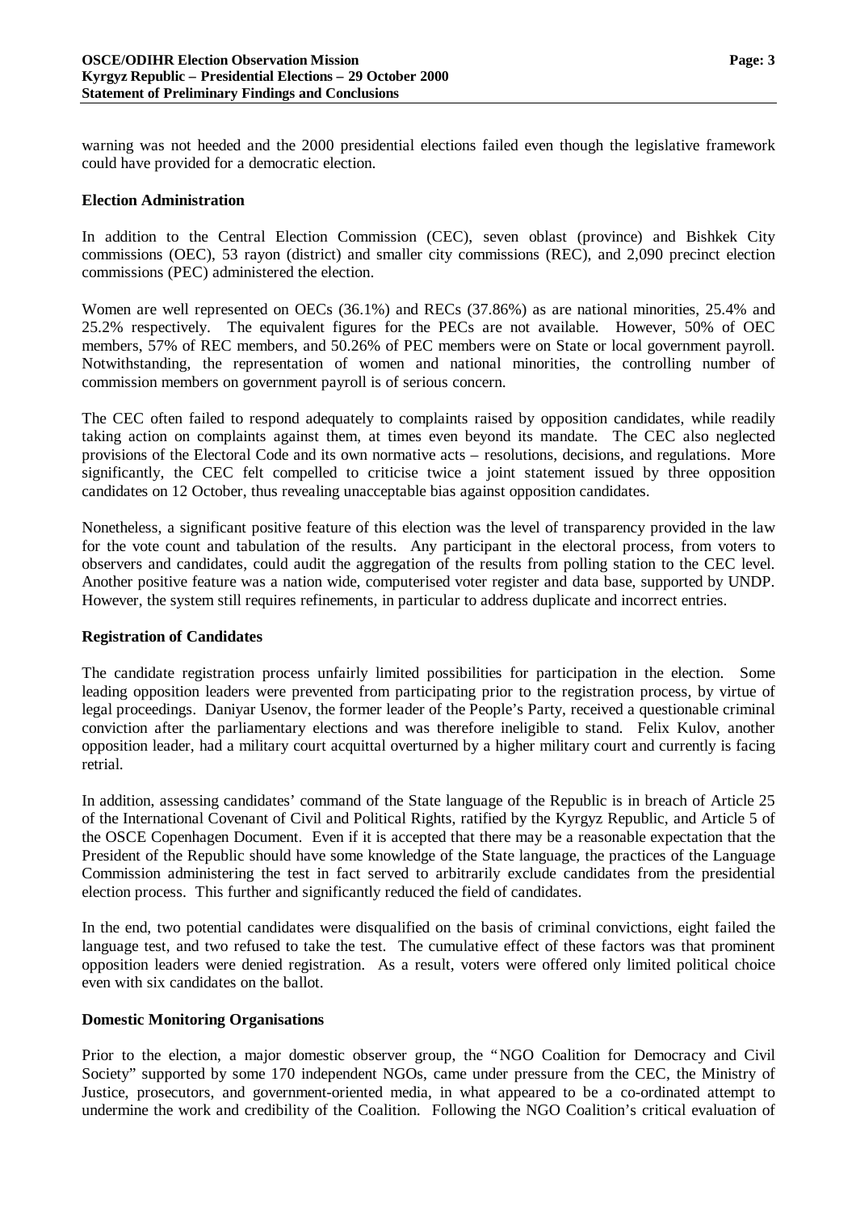warning was not heeded and the 2000 presidential elections failed even though the legislative framework could have provided for a democratic election.

**Election Administration**

In addition to the Central Election Commission (CEC), seven oblast (province) and Bishkek City commissions (OEC), 53 rayon (district) and smaller city commissions (REC), and 2,090 precinct election commissions (PEC) administered the election.

Women are well represented on OECs (36.1%) and RECs (37.86%) as are national minorities, 25.4% and 25.2% respectively. The equivalent figures for the PECs are not available. However, 50% of OEC members, 57% of REC members, and 50.26% of PEC members were on State or local government payroll. Notwithstanding, the representation of women and national minorities, the controlling number of commission members on government payroll is of serious concern.

The CEC often failed to respond adequately to complaints raised by opposition candidates, while readily taking action on complaints against them, at times even beyond its mandate. The CEC also neglected provisions of the Electoral Code and its own normative acts – resolutions, decisions, and regulations. More significantly, the CEC felt compelled to criticise twice a joint statement issued by three opposition candidates on 12 October, thus revealing unacceptable bias against opposition candidates.

Nonetheless, a significant positive feature of this election was the level of transparency provided in the law for the vote count and tabulation of the results. Any participant in the electoral process, from voters to observers and candidates, could audit the aggregation of the results from polling station to the CEC level. Another positive feature was a nation wide, computerised voter register and data base, supported by UNDP. However, the system still requires refinements, in particular to address duplicate and incorrect entries.

**Registration of Candidates**

The candidate registration process unfairly limited possibilities for participation in the election. Some leading opposition leaders were prevented from participating prior to the registration process, by virtue of legal proceedings. Daniyar Usenov, the former leader of the People's Party, received a questionable criminal conviction after the parliamentary elections and was therefore ineligible to stand. Felix Kulov, another opposition leader, had a military court acquittal overturned by a higher military court and currently is facing retrial.

In addition, assessing candidates' command of the State language of the Republic is in breach of Article 25 of the International Covenant of Civil and Political Rights, ratified by the Kyrgyz Republic, and Article 5 of the OSCE Copenhagen Document. Even if it is accepted that there may be a reasonable expectation that the President of the Republic should have some knowledge of the State language, the practices of the Language Commission administering the test in fact served to arbitrarily exclude candidates from the presidential election process. This further and significantly reduced the field of candidates.

In the end, two potential candidates were disqualified on the basis of criminal convictions, eight failed the language test, and two refused to take the test. The cumulative effect of these factors was that prominent opposition leaders were denied registration. As a result, voters were offered only limited political choice even with six candidates on the ballot.

**Domestic Monitoring Organisations**

Prior to the election, a major domestic observer group, the "NGO Coalition for Democracy and Civil Society" supported by some 170 independent NGOs, came under pressure from the CEC, the Ministry of Justice, prosecutors, and government-oriented media, in what appeared to be a co-ordinated attempt to undermine the work and credibility of the Coalition. Following the NGO Coalition's critical evaluation of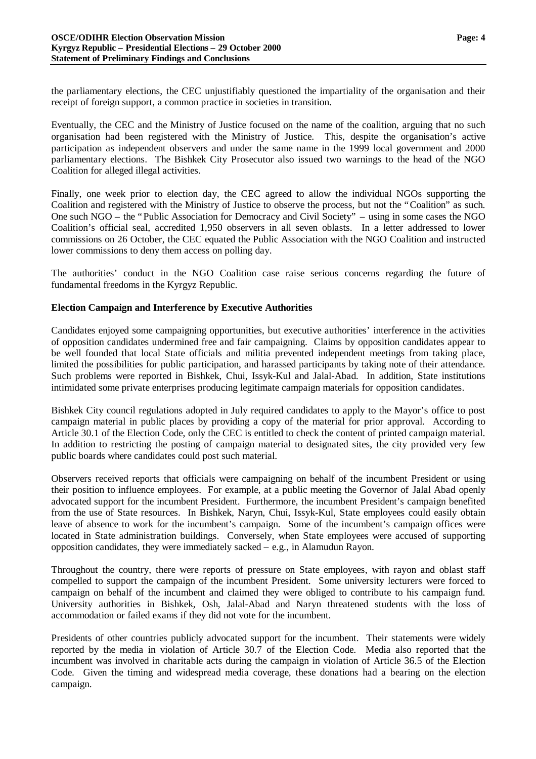the parliamentary elections, the CEC unjustifiably questioned the impartiality of the organisation and their receipt of foreign support, a common practice in societies in transition.

Eventually, the CEC and the Ministry of Justice focused on the name of the coalition, arguing that no such organisation had been registered with the Ministry of Justice. This, despite the organisation's active participation as independent observers and under the same name in the 1999 local government and 2000 parliamentary elections. The Bishkek City Prosecutor also issued two warnings to the head of the NGO Coalition for alleged illegal activities.

Finally, one week prior to election day, the CEC agreed to allow the individual NGOs supporting the Coalition and registered with the Ministry of Justice to observe the process, but not the "Coalition" as such. One such NGO – the "Public Association for Democracy and Civil Society" – using in some cases the NGO Coalition's official seal, accredited 1,950 observers in all seven oblasts. In a letter addressed to lower commissions on 26 October, the CEC equated the Public Association with the NGO Coalition and instructed lower commissions to deny them access on polling day.

The authorities' conduct in the NGO Coalition case raise serious concerns regarding the future of fundamental freedoms in the Kyrgyz Republic.

**Election Campaign and Interference by Executive Authorities**

Candidates enjoyed some campaigning opportunities, but executive authorities' interference in the activities of opposition candidates undermined free and fair campaigning. Claims by opposition candidates appear to be well founded that local State officials and militia prevented independent meetings from taking place, limited the possibilities for public participation, and harassed participants by taking note of their attendance. Such problems were reported in Bishkek, Chui, Issyk-Kul and Jalal-Abad. In addition, State institutions intimidated some private enterprises producing legitimate campaign materials for opposition candidates.

Bishkek City council regulations adopted in July required candidates to apply to the Mayor's office to post campaign material in public places by providing a copy of the material for prior approval. According to Article 30.1 of the Election Code, only the CEC is entitled to check the content of printed campaign material. In addition to restricting the posting of campaign material to designated sites, the city provided very few public boards where candidates could post such material.

Observers received reports that officials were campaigning on behalf of the incumbent President or using their position to influence employees. For example, at a public meeting the Governor of Jalal Abad openly advocated support for the incumbent President. Furthermore, the incumbent President's campaign benefited from the use of State resources. In Bishkek, Naryn, Chui, Issyk-Kul, State employees could easily obtain leave of absence to work for the incumbent's campaign. Some of the incumbent's campaign offices were located in State administration buildings. Conversely, when State employees were accused of supporting opposition candidates, they were immediately sacked – e.g., in Alamudun Rayon.

Throughout the country, there were reports of pressure on State employees, with rayon and oblast staff compelled to support the campaign of the incumbent President. Some university lecturers were forced to campaign on behalf of the incumbent and claimed they were obliged to contribute to his campaign fund. University authorities in Bishkek, Osh, Jalal-Abad and Naryn threatened students with the loss of accommodation or failed exams if they did not vote for the incumbent.

Presidents of other countries publicly advocated support for the incumbent. Their statements were widely reported by the media in violation of Article 30.7 of the Election Code. Media also reported that the incumbent was involved in charitable acts during the campaign in violation of Article 36.5 of the Election Code. Given the timing and widespread media coverage, these donations had a bearing on the election campaign.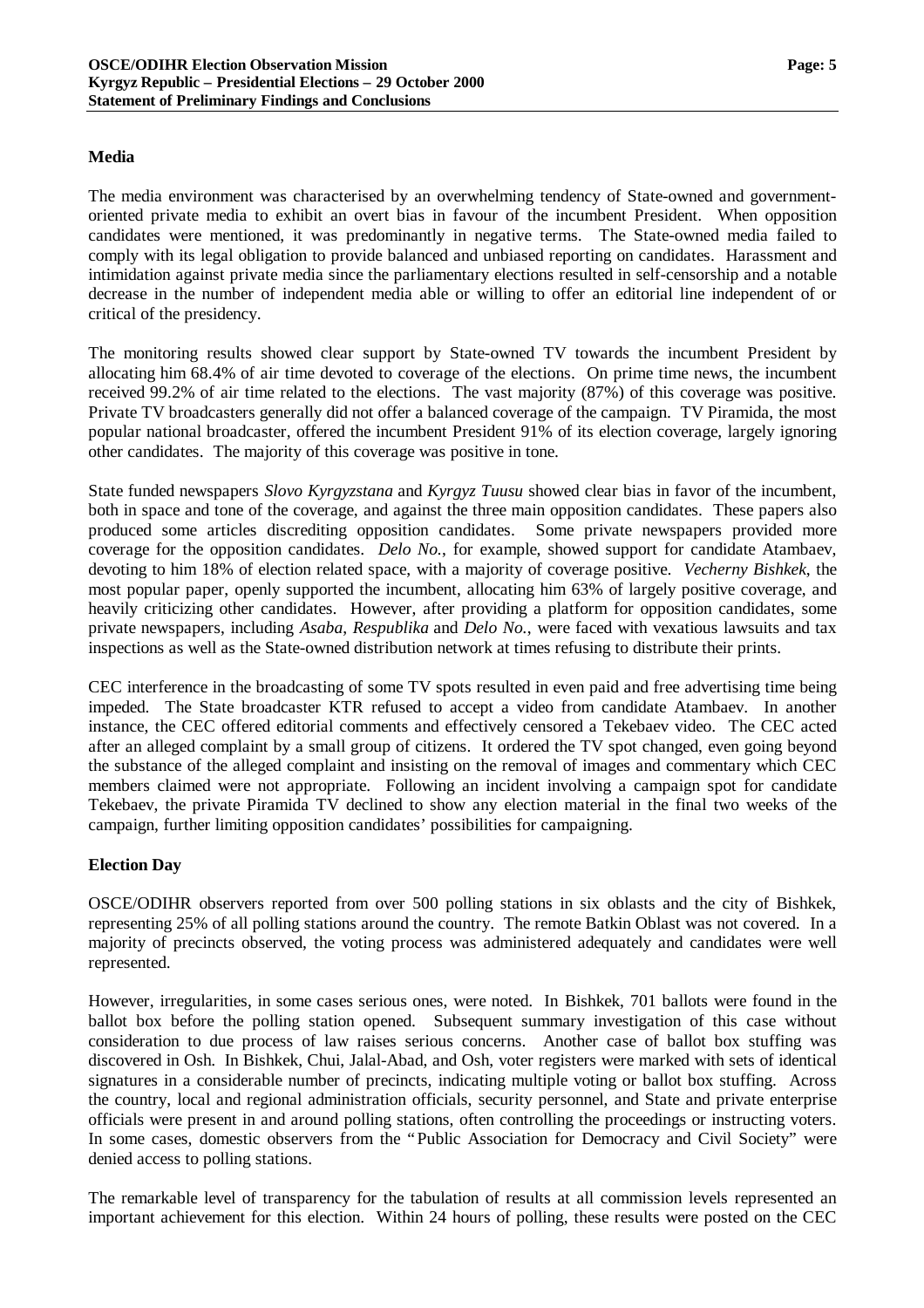**Media**

The media environment was characterised by an overwhelming tendency of State-owned and government-oriented private media to exhibit an overt bias in favour of the incumbent President. When opposition candidates were mentioned, it was predominantly in negative terms. The State-owned media failed to comply with its legal obligation to provide balanced and unbiased reporting on candidates. Harassment and intimidation against private media since the parliamentary elections resulted in self-censorship and a notable decrease in the number of independent media able or willing to offer an editorial line independent of or critical of the presidency.

The monitoring results showed clear support by State-owned TV towards the incumbent President by allocating him 68.4% of air time devoted to coverage of the elections. On prime time news, the incumbent received 99.2% of air time related to the elections. The vast majority (87%) of this coverage was positive. Private TV broadcasters generally did not offer a balanced coverage of the campaign. TV Piramida, the most popular national broadcaster, offered the incumbent President 91% of its election coverage, largely ignoring other candidates. The majority of this coverage was positive in tone.

State funded newspapers *Slovo Kyrgyzstana* and *Kyrgyz Tuusu* showed clear bias in favor of the incumbent, both in space and tone of the coverage, and against the three main opposition candidates. These papers also produced some articles discrediting opposition candidates. Some private newspapers provided more coverage for the opposition candidates. *Delo No.*, for example, showed support for candidate Atambaev, devoting to him 18% of election related space, with a majority of coverage positive. *Vecherny Bishkek*, the most popular paper, openly supported the incumbent, allocating him 63% of largely positive coverage, and heavily criticizing other candidates. However, after providing a platform for opposition candidates, some private newspapers, including *Asaba*, *Respublika* and *Delo No.*, were faced with vexatious lawsuits and tax inspections as well as the State-owned distribution network at times refusing to distribute their prints.

CEC interference in the broadcasting of some TV spots resulted in even paid and free advertising time being impeded. The State broadcaster KTR refused to accept a video from candidate Atambaev. In another instance, the CEC offered editorial comments and effectively censored a Tekebaev video. The CEC acted after an alleged complaint by a small group of citizens. It ordered the TV spot changed, even going beyond the substance of the alleged complaint and insisting on the removal of images and commentary which CEC members claimed were not appropriate. Following an incident involving a campaign spot for candidate Tekebaev, the private Piramida TV declined to show any election material in the final two weeks of the campaign, further limiting opposition candidates' possibilities for campaigning.

**Election Day**

OSCE/ODIHR observers reported from over 500 polling stations in six oblasts and the city of Bishkek, representing 25% of all polling stations around the country. The remote Batkin Oblast was not covered. In a majority of precincts observed, the voting process was administered adequately and candidates were well represented.

However, irregularities, in some cases serious ones, were noted. In Bishkek, 701 ballots were found in the ballot box before the polling station opened. Subsequent summary investigation of this case without consideration to due process of law raises serious concerns. Another case of ballot box stuffing was discovered in Osh. In Bishkek, Chui, Jalal-Abad, and Osh, voter registers were marked with sets of identical signatures in a considerable number of precincts, indicating multiple voting or ballot box stuffing. Across the country, local and regional administration officials, security personnel, and State and private enterprise officials were present in and around polling stations, often controlling the proceedings or instructing voters. In some cases, domestic observers from the "Public Association for Democracy and Civil Society" were denied access to polling stations.

The remarkable level of transparency for the tabulation of results at all commission levels represented an important achievement for this election. Within 24 hours of polling, these results were posted on the CEC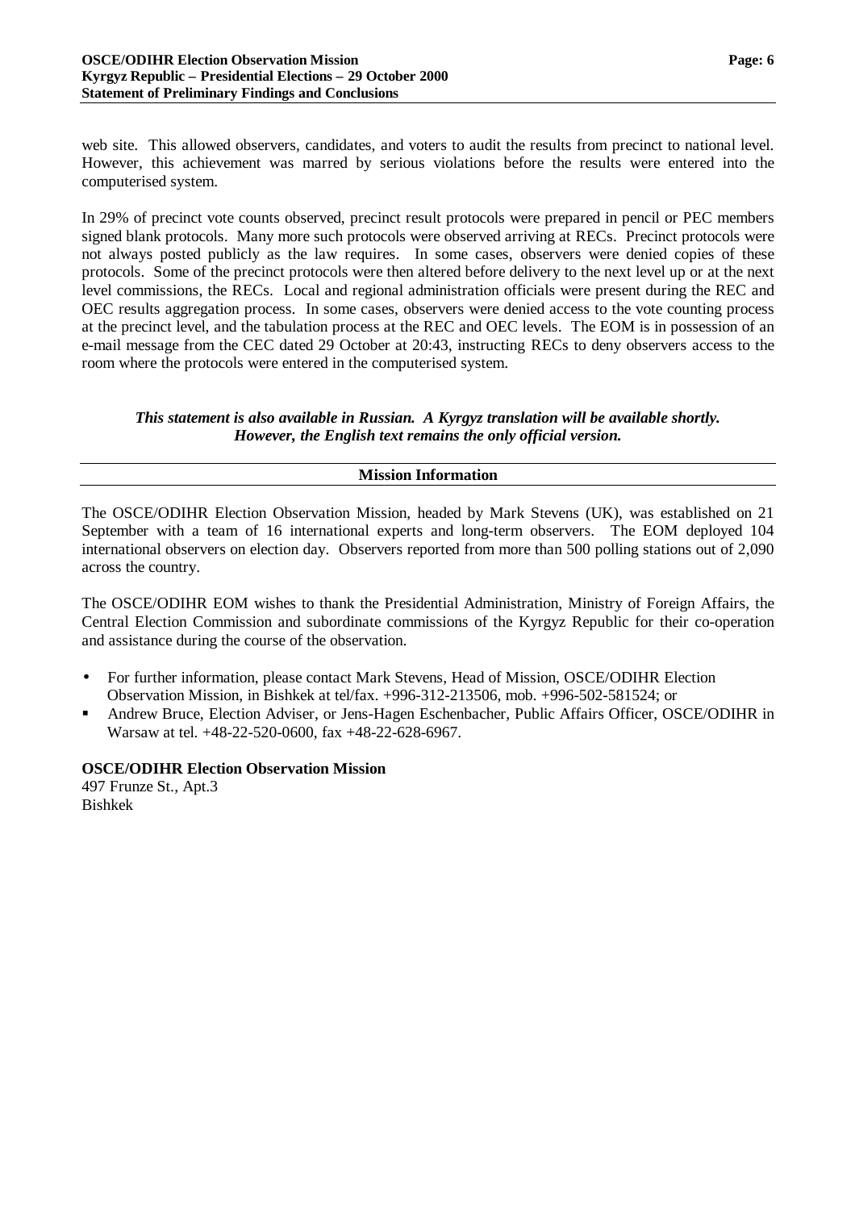web site. This allowed observers, candidates, and voters to audit the results from precinct to national level. However, this achievement was marred by serious violations before the results were entered into the computerised system.

In 29% of precinct vote counts observed, precinct result protocols were prepared in pencil or PEC members signed blank protocols. Many more such protocols were observed arriving at RECs. Precinct protocols were not always posted publicly as the law requires. In some cases, observers were denied copies of these protocols. Some of the precinct protocols were then altered before delivery to the next level up or at the next level commissions, the RECs. Local and regional administration officials were present during the REC and OEC results aggregation process. In some cases, observers were denied access to the vote counting process at the precinct level, and the tabulation process at the REC and OEC levels. The EOM is in possession of an e-mail message from the CEC dated 29 October at 20:43, instructing RECs to deny observers access to the room where the protocols were entered in the computerised system.

***This statement is also available in Russian. A Kyrgyz translation will be available shortly. However, the English text remains the only official version.***

## Mission Information

The OSCE/ODIHR Election Observation Mission, headed by Mark Stevens (UK), was established on 21 September with a team of 16 international experts and long-term observers. The EOM deployed 104 international observers on election day. Observers reported from more than 500 polling stations out of 2,090 across the country.

The OSCE/ODIHR EOM wishes to thank the Presidential Administration, Ministry of Foreign Affairs, the Central Election Commission and subordinate commissions of the Kyrgyz Republic for their co-operation and assistance during the course of the observation.

- For further information, please contact Mark Stevens, Head of Mission, OSCE/ODIHR Election Observation Mission, in Bishkek at tel/fax. +996-312-213506, mob. +996-502-581524; or
- Andrew Bruce, Election Adviser, or Jens-Hagen Eschenbacher, Public Affairs Officer, OSCE/ODIHR in Warsaw at tel. +48-22-520-0600, fax +48-22-628-6967.

**OSCE/ODIHR Election Observation Mission**
497 Frunze St., Apt.3
Bishkek